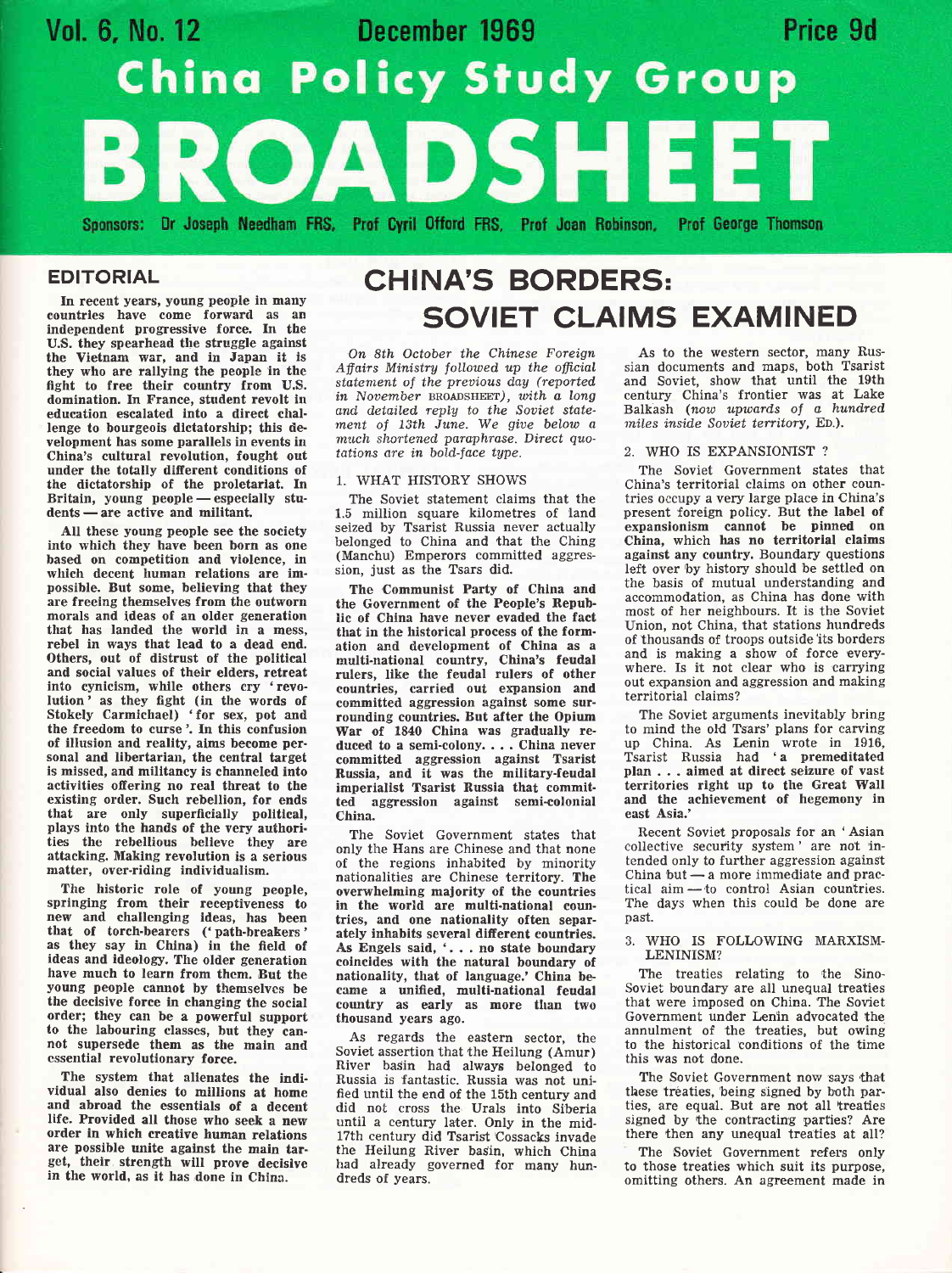Vol. 6, No. 12 — December 1969 — Price 9d

# China Policy Study Group BROADSHEET

Sponsors: Dr Joseph Needham FRS, Prof Cyril Offord FRS, Prof Joan Robinson, Prof George Thomson

## EDITORIAL

In recent years, young people in many countries have come forward as an independent progressive force. In the U.S. they spearhead the struggle against the Vietnam war, and in Japan it is they who are rallying the people in the fight to free their country from U.S. domination. In France, student revolt in education escalated into a direct challenge to bourgeois dictatorship; this development has some parallels in events in China's cultural revolution, fought out under the totally different conditions of the dictatorship of the proletariat. In Britain, young people — especially students — are active and militant.

All these young people see the society into which they have been born as one based on competition and violence, in which decent human relations are impossible. But some, believing that they are freeing themselves from the outworn morals and ideas of an older generation that has landed the world in a mess, rebel in ways that lead to a dead end. Others, out of distrust of the political and social values of their elders, retreat into cynicism, while others cry 'revolution' as they fight (in the words of Stokely Carmichael) 'for sex, pot and the freedom to curse'. In this confusion of illusion and reality, aims become personal and libertarian, the central target is missed, and militancy is channeled into activities offering no real threat to the existing order. Such rebellion, for ends that are only superficially political, plays into the hands of the very authorities the rebellious believe they are attacking. Making revolution is a serious matter, over-riding individualism.

The historic role of young people, springing from their receptiveness to new and challenging ideas, has been that of torch-bearers ('path-breakers' as they say in China) in the field of ideas and ideology. The older generation have much to learn from them. But the young people cannot by themselves be the decisive force in changing the social order; they can be a powerful support to the labouring classes, but they cannot supersede them as the main and essential revolutionary force.

The system that alienates the individual also denies to millions at home and abroad the essentials of a decent life. Provided all those who seek a new order in which creative human relations are possible unite against the main target, their strength will prove decisive in the world, as it has done in China.

## CHINA'S BORDERS: SOVIET CLAIMS EXAMINED

*On 8th October the Chinese Foreign Affairs Ministry followed up the official statement of the previous day (reported in November* BROADSHEET*), with a long and detailed reply to the Soviet statement of 13th June. We give below a much shortened paraphrase. Direct quotations are in bold-face type.*

### 1. WHAT HISTORY SHOWS

The Soviet statement claims that the 1.5 million square kilometres of land seized by Tsarist Russia never actually belonged to China and that the Ching (Manchu) Emperors committed aggression, just as the Tsars did.

**The Communist Party of China and the Government of the People's Republic of China have never evaded the fact that in the historical process of the formation and development of China as a multi-national country, China's feudal rulers, like the feudal rulers of other countries, carried out expansion and committed aggression against some surrounding countries. But after the Opium War of 1840 China was gradually reduced to a semi-colony. . . . China never committed aggression against Tsarist Russia, and it was the military-feudal imperialist Tsarist Russia that committed aggression against semi-colonial China.**

The Soviet Government states that only the Hans are Chinese and that none of the regions inhabited by minority nationalities are Chinese territory. **The overwhelming majority of the countries in the world are multi-national countries, and one nationality often separately inhabits several different countries. As Engels said, '. . . no state boundary coincides with the natural boundary of nationality, that of language.' China became a unified, multi-national feudal country as early as more than two thousand years ago.**

As regards the eastern sector, the Soviet assertion that the Heilung (Amur) River basin had always belonged to Russia is fantastic. Russia was not unified until the end of the 15th century and did not cross the Urals into Siberia until a century later. Only in the mid-17th century did Tsarist Cossacks invade the Heilung River basin, which China had already governed for many hundreds of years.

As to the western sector, many Russian documents and maps, both Tsarist and Soviet, show that until the 19th century China's frontier was at Lake Balkash (*now upwards of a hundred miles inside Soviet territory,* ED.).

### 2. WHO IS EXPANSIONIST ?

The Soviet Government states that China's territorial claims on other countries occupy a very large place in China's present foreign policy. But **the label of expansionism cannot be pinned on China, which has no territorial claims against any country.** Boundary questions left over by history should be settled on the basis of mutual understanding and accommodation, as China has done with most of her neighbours. It is the Soviet Union, not China, that stations hundreds of thousands of troops outside its borders and is making a show of force everywhere. Is it not clear who is carrying out expansion and aggression and making territorial claims?

The Soviet arguments inevitably bring to mind the old Tsars' plans for carving up China. As Lenin wrote in 1916, Tsarist Russia had **'a premeditated plan . . . aimed at direct seizure of vast territories right up to the Great Wall and the achievement of hegemony in east Asia.'**

Recent Soviet proposals for an 'Asian collective security system' are not intended only to further aggression against China but — a more immediate and practical aim — to control Asian countries. The days when this could be done are past.

### 3. WHO IS FOLLOWING MARXISM-LENINISM?

The treaties relating to the Sino-Soviet boundary are all unequal treaties that were imposed on China. The Soviet Government under Lenin advocated the annulment of the treaties, but owing to the historical conditions of the time this was not done.

The Soviet Government now says that these treaties, being signed by both parties, are equal. But are not all treaties signed by the contracting parties? Are there then any unequal treaties at all?

The Soviet Government refers only to those treaties which suit its purpose, omitting others. An agreement made in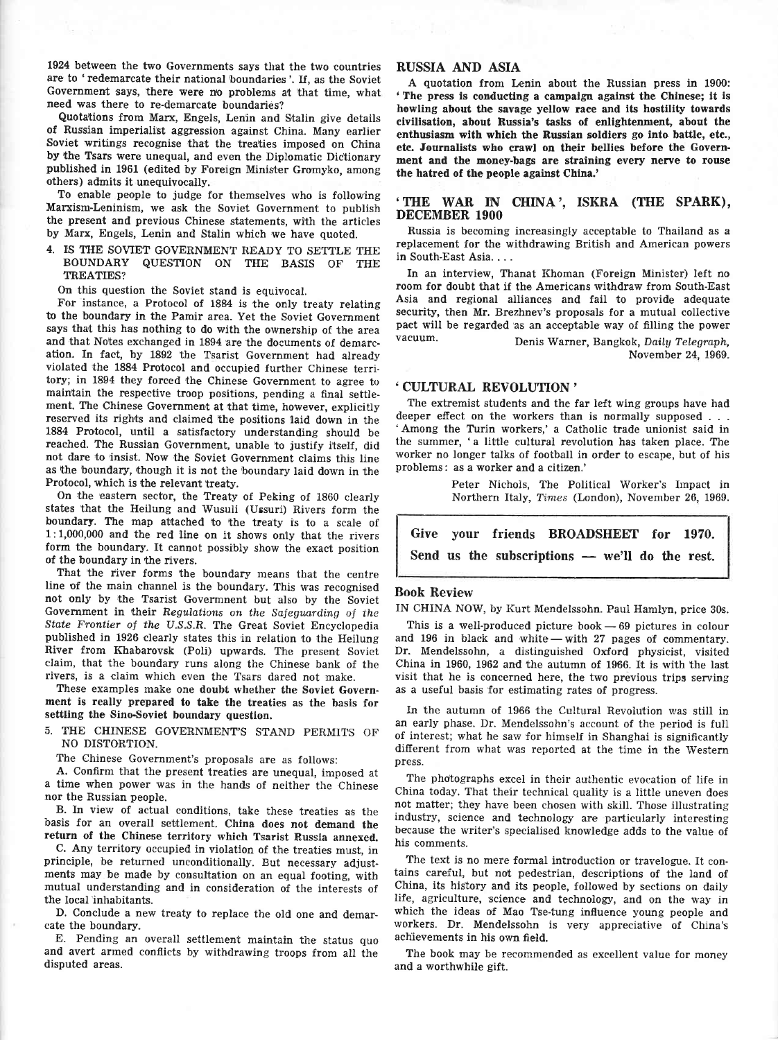1924 between the two Governments says that the two countries are to 'redemarcate their national boundaries'. If, as the Soviet Government says, there were no problems at that time, what need was there to re-demarcate boundaries?

Quotations from Marx, Engels, Lenin and Stalin give details of Russian imperialist aggression against China. Many earlier Soviet writings recognise that the treaties imposed on China by the Tsars were unequal, and even the Diplomatic Dictionary published in 1961 (edited by Foreign Minister Gromyko, among others) admits it unequivocally.

To enable people to judge for themselves who is following Marxism-Leninism, we ask the Soviet Government to publish the present and previous Chinese statements, with the articles by Marx, Engels, Lenin and Stalin which we have quoted.

4. IS THE SOVIET GOVERNMENT READY TO SETTLE THE BOUNDARY QUESTION ON THE BASIS OF THE TREATIES?

On this question the Soviet stand is equivocal.

For instance, a Protocol of 1884 is the only treaty relating to the boundary in the Pamir area. Yet the Soviet Government says that this has nothing to do with the ownership of the area and that Notes exchanged in 1894 are the documents of demarcation. In fact, by 1892 the Tsarist Government had already violated the 1884 Protocol and occupied further Chinese territory; in 1894 they forced the Chinese Government to agree to maintain the respective troop positions, pending a final settlement. The Chinese Government at that time, however, explicitly reserved its rights and claimed the positions laid down in the 1884 Protocol, until a satisfactory understanding should be reached. The Russian Government, unable to justify itself, did not dare to insist. Now the Soviet Government claims this line as the boundary, though it is not the boundary laid down in the Protocol, which is the relevant treaty.

On the eastern sector, the Treaty of Peking of 1860 clearly states that the Heilung and Wusuli (Ussuri) Rivers form the boundary. The map attached to the treaty is to a scale of 1:1,000,000 and the red line on it shows only that the rivers form the boundary. It cannot possibly show the exact position of the boundary in the rivers.

That the river forms the boundary means that the centre line of the main channel is the boundary. This was recognised not only by the Tsarist Government but also by the Soviet Government in their *Regulations on the Safeguarding of the State Frontier of the U.S.S.R.* The Great Soviet Encyclopedia published in 1926 clearly states this in relation to the Heilung River from Khabarovsk (Poli) upwards. The present Soviet claim, that the boundary runs along the Chinese bank of the rivers, is a claim which even the Tsars dared not make.

These examples make one **doubt whether the Soviet Government is really prepared to take the treaties as the basis for settling the Sino-Soviet boundary question.**

5. THE CHINESE GOVERNMENT'S STAND PERMITS OF NO DISTORTION.

The Chinese Government's proposals are as follows:

A. Confirm that the present treaties are unequal, imposed at a time when power was in the hands of neither the Chinese nor the Russian people.

B. In view of actual conditions, take these treaties as the basis for an overall settlement. **China does not demand the return of the Chinese territory which Tsarist Russia annexed.**

C. Any territory occupied in violation of the treaties must, in principle, be returned unconditionally. But necessary adjustments may be made by consultation on an equal footing, with mutual understanding and in consideration of the interests of the local inhabitants.

D. Conclude a new treaty to replace the old one and demarcate the boundary.

E. Pending an overall settlement maintain the status quo and avert armed conflicts by withdrawing troops from all the disputed areas.

## RUSSIA AND ASIA

A quotation from Lenin about the Russian press in 1900: **'The press is conducting a campaign against the Chinese; it is howling about the savage yellow race and its hostility towards civilisation, about Russia's tasks of enlightenment, about the enthusiasm with which the Russian soldiers go into battle, etc., etc. Journalists who crawl on their bellies before the Government and the money-bags are straining every nerve to rouse the hatred of the people against China.'**

## 'THE WAR IN CHINA', ISKRA (THE SPARK), DECEMBER 1900

Russia is becoming increasingly acceptable to Thailand as a replacement for the withdrawing British and American powers in South-East Asia. . . .

In an interview, Thanat Khoman (Foreign Minister) left no room for doubt that if the Americans withdraw from South-East Asia and regional alliances and fail to provide adequate security, then Mr. Brezhnev's proposals for a mutual collective pact will be regarded as an acceptable way of filling the power vacuum.

Denis Warner, Bangkok, *Daily Telegraph*, November 24, 1969.

## 'CULTURAL REVOLUTION'

The extremist students and the far left wing groups have had deeper effect on the workers than is normally supposed . . . 'Among the Turin workers,' a Catholic trade unionist said in the summer, 'a little cultural revolution has taken place. The worker no longer talks of football in order to escape, but of his problems: as a worker and a citizen.'

Peter Nichols, The Political Worker's Impact in Northern Italy, *Times* (London), November 26, 1969.

**Give your friends BROADSHEET for 1970.**
**Send us the subscriptions — we'll do the rest.**

## Book Review

IN CHINA NOW, by Kurt Mendelssohn. Paul Hamlyn, price 30s.

This is a well-produced picture book — 69 pictures in colour and 196 in black and white — with 27 pages of commentary. Dr. Mendelssohn, a distinguished Oxford physicist, visited China in 1960, 1962 and the autumn of 1966. It is with the last visit that he is concerned here, the two previous trips serving as a useful basis for estimating rates of progress.

In the autumn of 1966 the Cultural Revolution was still in an early phase. Dr. Mendelssohn's account of the period is full of interest; what he saw for himself in Shanghai is significantly different from what was reported at the time in the Western press.

The photographs excel in their authentic evocation of life in China today. That their technical quality is a little uneven does not matter; they have been chosen with skill. Those illustrating industry, science and technology are particularly interesting because the writer's specialised knowledge adds to the value of his comments.

The text is no mere formal introduction or travelogue. It contains careful, but not pedestrian, descriptions of the land of China, its history and its people, followed by sections on daily life, agriculture, science and technology, and on the way in which the ideas of Mao Tse-tung influence young people and workers. Dr. Mendelssohn is very appreciative of China's achievements in his own field.

The book may be recommended as excellent value for money and a worthwhile gift.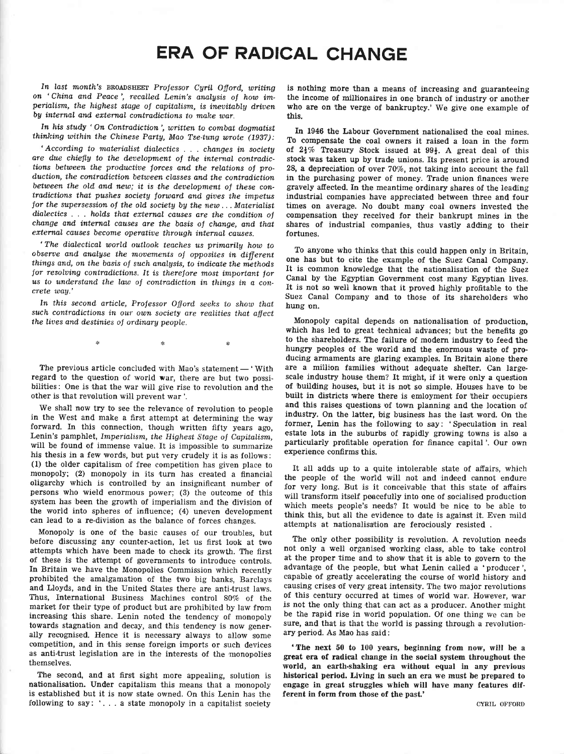# ERA OF RADICAL CHANGE

*In last month's* BROADSHEET *Professor Cyril Offord, writing on 'China and Peace', recalled Lenin's analysis of how imperialism, the highest stage of capitalism, is inevitably driven by internal and external contradictions to make war.*

*In his study 'On Contradiction', written to combat dogmatist thinking within the Chinese Party, Mao Tse-tung wrote (1937):*

*'According to materialist dialectics . . . changes in society are due chiefly to the development of the internal contradictions between the productive forces and the relations of production, the contradiction between classes and the contradiction between the old and new; it is the development of these contradictions that pushes society forward and gives the impetus for the supersession of the old society by the new . . . Materialist dialectics . . . holds that external causes are the condition of change and internal causes are the basis of change, and that external causes become operative through internal causes.*

*'The dialectical world outlook teaches us primarily how to observe and analyse the movements of opposites in different things and, on the basis of such analysis, to indicate the methods for resolving contradictions. It is therefore most important for us to understand the law of contradiction in things in a concrete way.'*

*In this second article, Professor Offord seeks to show that such contradictions in our own society are realities that affect the lives and destinies of ordinary people.*

\* \* \*

The previous article concluded with Mao's statement — 'With regard to the question of world war, there are but two possibilities: One is that the war will give rise to revolution and the other is that revolution will prevent war'.

We shall now try to see the relevance of revolution to people in the West and make a first attempt at determining the way forward. In this connection, though written fifty years ago, Lenin's pamphlet, *Imperialism, the Highest Stage of Capitalism*, will be found of immense value. It is impossible to summarize his thesis in a few words, but put very crudely it is as follows: (1) the older capitalism of free competition has given place to monopoly; (2) monopoly in its turn has created a financial oligarchy which is controlled by an insignificant number of persons who wield enormous power; (3) the outcome of this system has been the growth of imperialism and the division of the world into spheres of influence; (4) uneven development can lead to a re-division as the balance of forces changes.

Monopoly is one of the basic causes of our troubles, but before discussing any counter-action, let us first look at two attempts which have been made to check its growth. The first of these is the attempt of governments to introduce controls. In Britain we have the Monopolies Commission which recently prohibited the amalgamation of the two big banks, Barclays and Lloyds, and in the United States there are anti-trust laws. Thus, International Business Machines control 80% of the market for their type of product but are prohibited by law from increasing this share. Lenin noted the tendency of monopoly towards stagnation and decay, and this tendency is now generally recognised. Hence it is necessary always to allow some competition, and in this sense foreign imports or such devices as anti-trust legislation are in the interests of the monopolies themselves.

The second, and at first sight more appealing, solution is nationalisation. Under capitalism this means that a monopoly is established but it is now state owned. On this Lenin has the following to say: '. . . a state monopoly in a capitalist society is nothing more than a means of increasing and guaranteeing the income of millionaires in one branch of industry or another who are on the verge of bankruptcy.' We give one example of this.

In 1946 the Labour Government nationalised the coal mines. To compensate the coal owners it raised a loan in the form of 2½% Treasury Stock issued at 99½. A great deal of this stock was taken up by trade unions. Its present price is around 28, a depreciation of over 70%, not taking into account the fall in the purchasing power of money. Trade union finances were gravely affected. In the meantime ordinary shares of the leading industrial companies have appreciated between three and four times on average. No doubt many coal owners invested the compensation they received for their bankrupt mines in the shares of industrial companies, thus vastly adding to their fortunes.

To anyone who thinks that this could happen only in Britain, one has but to cite the example of the Suez Canal Company. It is common knowledge that the nationalisation of the Suez Canal by the Egyptian Government cost many Egyptian lives. It is not so well known that it proved highly profitable to the Suez Canal Company and to those of its shareholders who hung on.

Monopoly capital depends on nationalisation of production, which has led to great technical advances; but the benefits go to the shareholders. The failure of modern industry to feed the hungry peoples of the world and the enormous waste of producing armaments are glaring examples. In Britain alone there are a million families without adequate shelter. Can large-scale industry house them? It might, if it were only a question of building houses, but it is not so simple. Houses have to be built in districts where there is emloyment for their occupiers and this raises questions of town planning and the location of industry. On the latter, big business has the last word. On the former, Lenin has the following to say: 'Speculation in real estate lots in the suburbs of rapidly growing towns is also a particularly profitable operation for finance capital'. Our own experience confirms this.

It all adds up to a quite intolerable state of affairs, which the people of the world will not and indeed cannot endure for very long. But is it conceivable that this state of affairs will transform itself peacefully into one of socialised production which meets people's needs? It would be nice to be able to think this, but all the evidence to date is against it. Even mild attempts at nationalisation are ferociously resisted .

The only other possibility is revolution. A revolution needs not only a well organised working class, able to take control at the proper time and to show that it is able to govern to the advantage of the people, but what Lenin called a 'producer', capable of greatly accelerating the course of world history and causing crises of very great intensity. The two major revolutions of this century occurred at times of world war. However, war is not the only thing that can act as a producer. Another might be the rapid rise in world population. Of one thing we can be sure, and that is that the world is passing through a revolutionary period. As Mao has said:

**'The next 50 to 100 years, beginning from now, will be a great era of radical change in the social system throughout the world, an earth-shaking era without equal in any previous historical period. Living in such an era we must be prepared to engage in great struggles which will have many features different in form from those of the past.'**

CYRIL OFFORD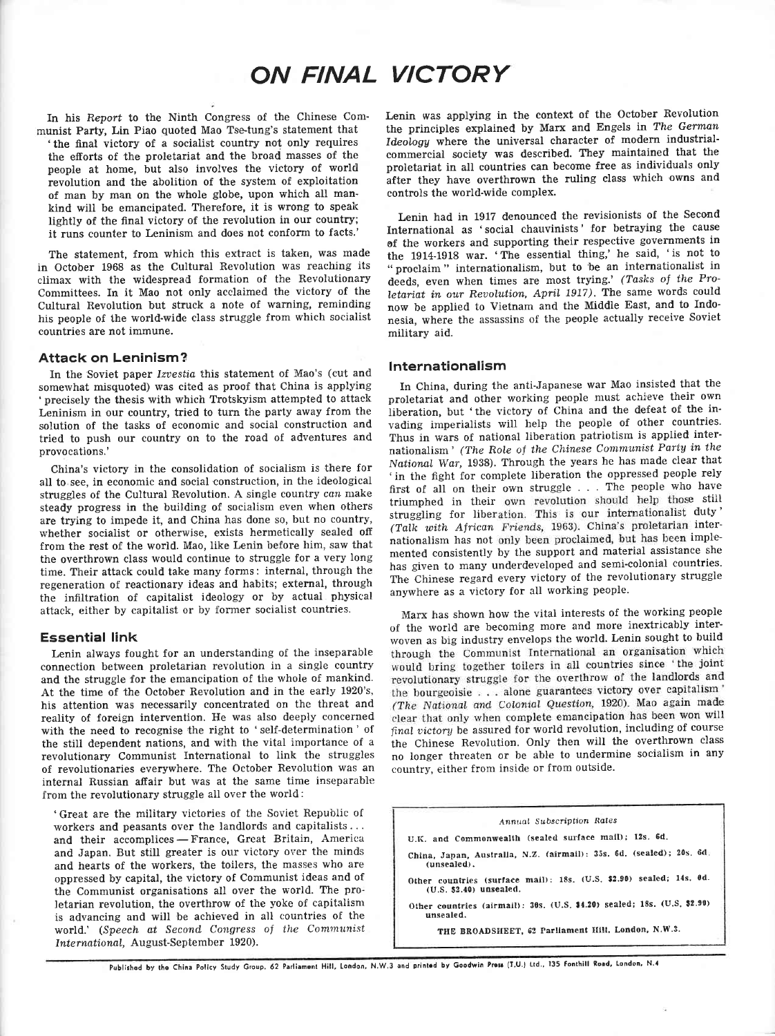# ON FINAL VICTORY

In his *Report* to the Ninth Congress of the Chinese Communist Party, Lin Piao quoted Mao Tse-tung's statement that 'the final victory of a socialist country not only requires the efforts of the proletariat and the broad masses of the people at home, but also involves the victory of world revolution and the abolition of the system of exploitation of man by man on the whole globe, upon which all mankind will be emancipated. Therefore, it is wrong to speak lightly of the final victory of the revolution in our country; it runs counter to Leninism and does not conform to facts.'

The statement, from which this extract is taken, was made in October 1968 as the Cultural Revolution was reaching its climax with the widespread formation of the Revolutionary Committees. In it Mao not only acclaimed the victory of the Cultural Revolution but struck a note of warning, reminding his people of the world-wide class struggle from which socialist countries are not immune.

### Attack on Leninism?

In the Soviet paper *Izvestia* this statement of Mao's (cut and somewhat misquoted) was cited as proof that China is applying 'precisely the thesis with which Trotskyism attempted to attack Leninism in our country, tried to turn the party away from the solution of the tasks of economic and social construction and tried to push our country on to the road of adventures and provocations.'

China's victory in the consolidation of socialism is there for all to see, in economic and social construction, in the ideological struggles of the Cultural Revolution. A single country *can* make steady progress in the building of socialism even when others are trying to impede it, and China has done so, but no country, whether socialist or otherwise, exists hermetically sealed off from the rest of the world. Mao, like Lenin before him, saw that the overthrown class would continue to struggle for a very long time. Their attack could take many forms: internal, through the regeneration of reactionary ideas and habits; external, through the infiltration of capitalist ideology or by actual physical attack, either by capitalist or by former socialist countries.

### Essential link

Lenin always fought for an understanding of the inseparable connection between proletarian revolution in a single country and the struggle for the emancipation of the whole of mankind. At the time of the October Revolution and in the early 1920's, his attention was necessarily concentrated on the threat and reality of foreign intervention. He was also deeply concerned with the need to recognise the right to 'self-determination' of the still dependent nations, and with the vital importance of a revolutionary Communist International to link the struggles of revolutionaries everywhere. The October Revolution was an internal Russian affair but was at the same time inseparable from the revolutionary struggle all over the world:

> 'Great are the military victories of the Soviet Republic of workers and peasants over the landlords and capitalists . . . and their accomplices — France, Great Britain, America and Japan. But still greater is our victory over the minds and hearts of the workers, the toilers, the masses who are oppressed by capital, the victory of Communist ideas and of the Communist organisations all over the world. The proletarian revolution, the overthrow of the yoke of capitalism is advancing and will be achieved in all countries of the world.' (*Speech at Second Congress of the Communist International*, August-September 1920).

Lenin was applying in the context of the October Revolution the principles explained by Marx and Engels in *The German Ideology* where the universal character of modern industrial-commercial society was described. They maintained that the proletariat in all countries can become free as individuals only after they have overthrown the ruling class which owns and controls the world-wide complex.

Lenin had in 1917 denounced the revisionists of the Second International as 'social chauvinists' for betraying the cause of the workers and supporting their respective governments in the 1914-1918 war. 'The essential thing,' he said, 'is not to "proclaim" internationalism, but to be an internationalist in deeds, even when times are most trying.' (*Tasks of the Proletariat in our Revolution, April 1917*). The same words could now be applied to Vietnam and the Middle East, and to Indonesia, where the assassins of the people actually receive Soviet military aid.

### Internationalism

In China, during the anti-Japanese war Mao insisted that the proletariat and other working people must achieve their own liberation, but 'the victory of China and the defeat of the invading imperialists will help the people of other countries. Thus in wars of national liberation patriotism is applied internationalism' (*The Role of the Chinese Communist Party in the National War*, 1938). Through the years he has made clear that 'in the fight for complete liberation the oppressed people rely first of all on their own struggle . . . The people who have triumphed in their own revolution should help those still struggling for liberation. This is our internationalist duty' (*Talk with African Friends*, 1963). China's proletarian internationalism has not only been proclaimed, but has been implemented consistently by the support and material assistance she has given to many underdeveloped and semi-colonial countries. The Chinese regard every victory of the revolutionary struggle anywhere as a victory for all working people.

Marx has shown how the vital interests of the working people of the world are becoming more and more inextricably interwoven as big industry envelops the world. Lenin sought to build through the Communist International an organisation which would bring together toilers in all countries since 'the joint revolutionary struggle for the overthrow of the landlords and the bourgeoisie . . . alone guarantees victory over capitalism' (*The National and Colonial Question*, 1920). Mao again made clear that only when complete emancipation has been won will *final victory* be assured for world revolution, including of course the Chinese Revolution. Only then will the overthrown class no longer threaten or be able to undermine socialism in any country, either from inside or from outside.

*Annual Subscription Rates*

**U.K. and Commonwealth (sealed surface mail): 12s. 6d.**

**China, Japan, Australia, N.Z. (airmail): 35s. 6d. (sealed); 20s. 6d. (unsealed).**

**Other countries (surface mail): 18s. (U.S. $2.90) sealed; 14s. 0d. (U.S. $2.40) unsealed.**

**Other countries (airmail): 30s. (U.S. $4.20) sealed; 18s. (U.S. $2.90) unsealed.**

**THE BROADSHEET, 62 Parliament Hill, London, N.W.3.**

Published by the China Policy Study Group, 62 Parliament Hill, London, N.W.3 and printed by Goodwin Press (T.U.) Ltd., 135 Fonthill Road, London, N.4